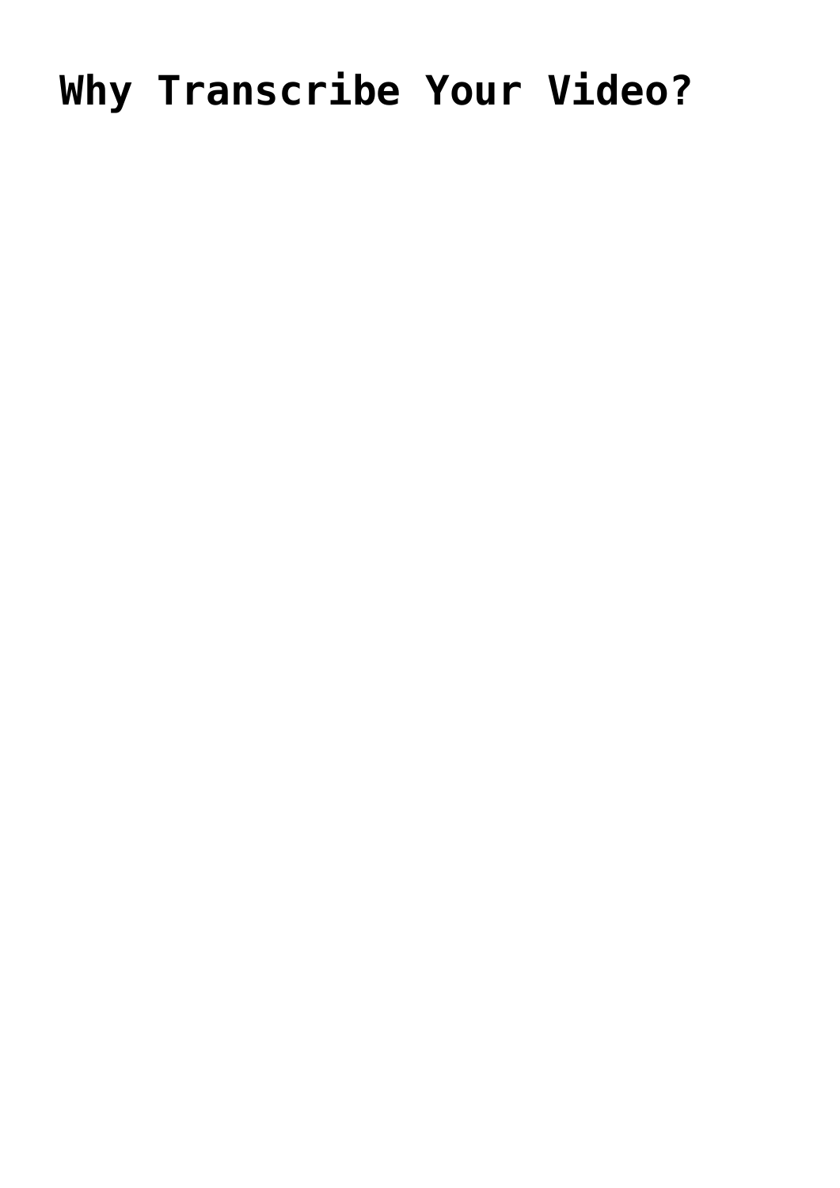# Why Transcribe Your Video?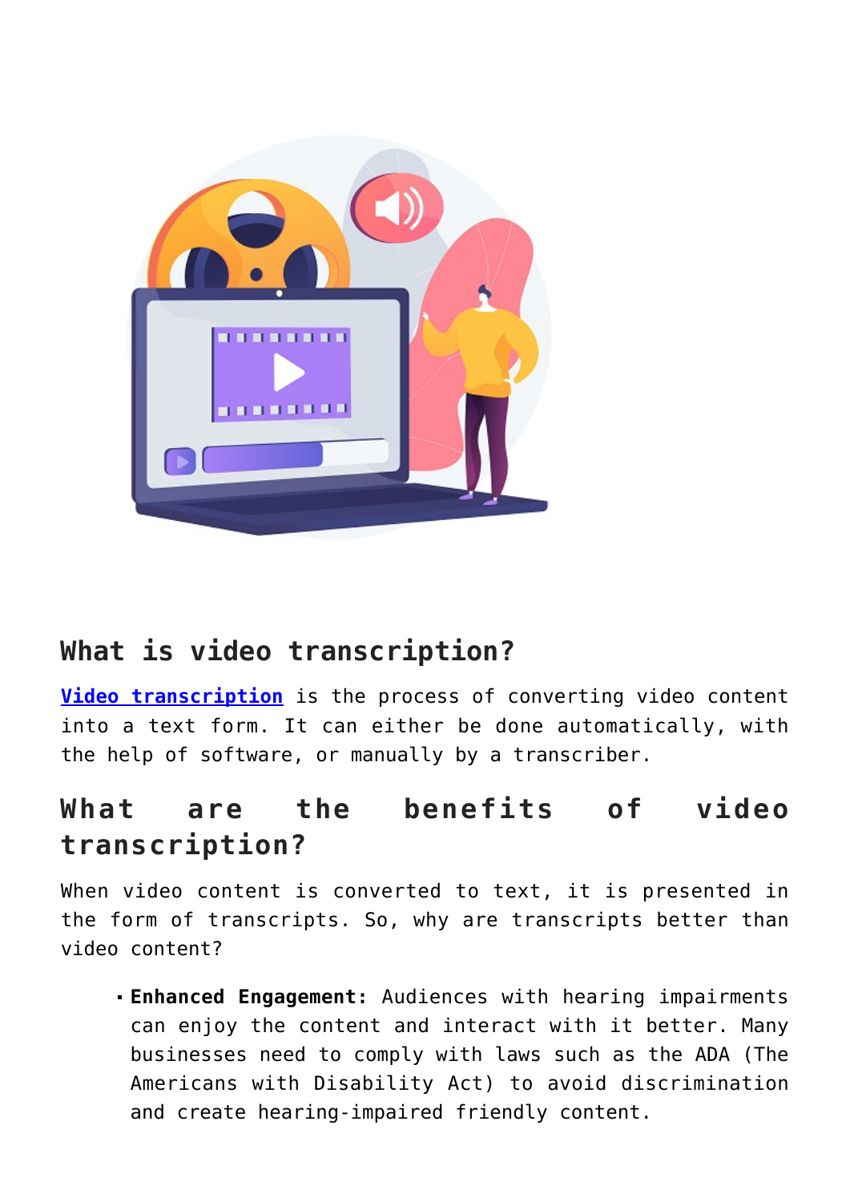## What is video transcription?

**Video transcription** is the process of converting video content into a text form. It can either be done automatically, with the help of software, or manually by a transcriber.

## What are the benefits of video transcription?

When video content is converted to text, it is presented in the form of transcripts. So, why are transcripts better than video content?

- **Enhanced Engagement:** Audiences with hearing impairments can enjoy the content and interact with it better. Many businesses need to comply with laws such as the ADA (The Americans with Disability Act) to avoid discrimination and create hearing-impaired friendly content.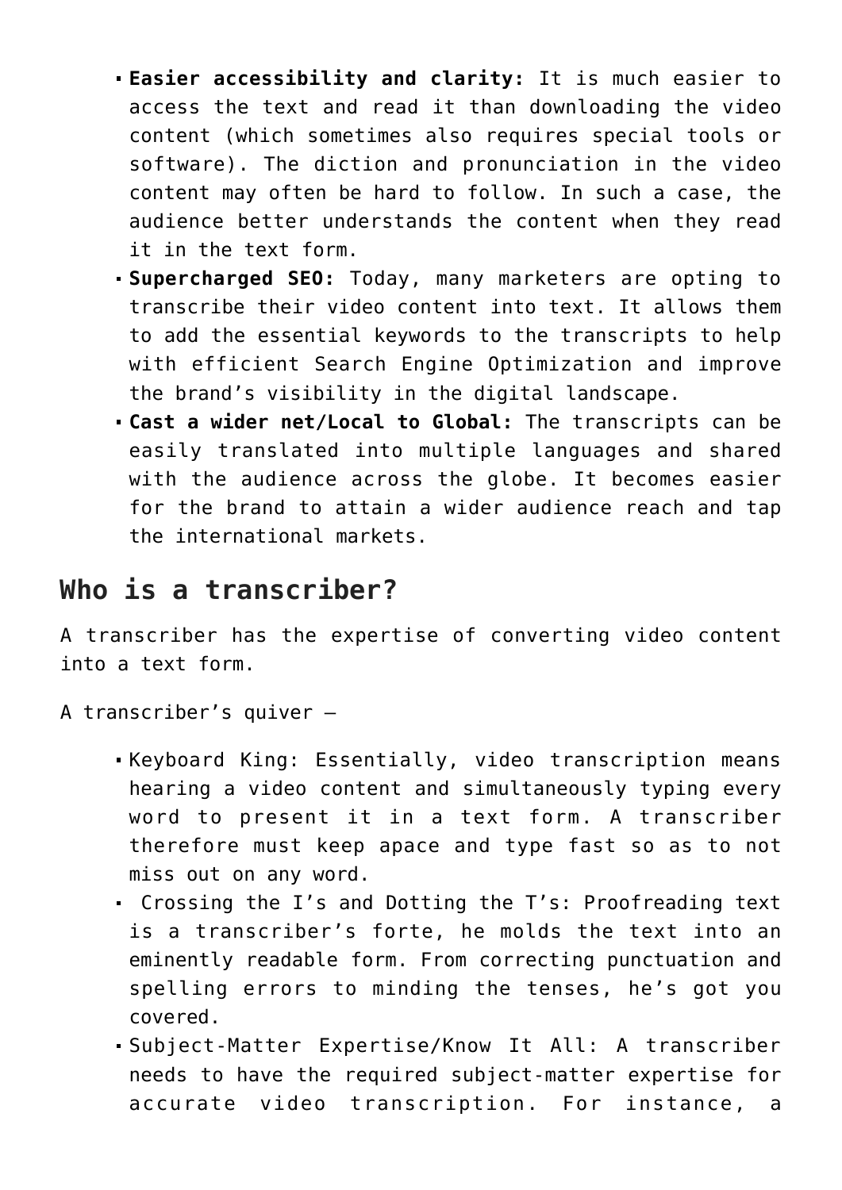- **Easier accessibility and clarity:** It is much easier to access the text and read it than downloading the video content (which sometimes also requires special tools or software). The diction and pronunciation in the video content may often be hard to follow. In such a case, the audience better understands the content when they read it in the text form.
- **Supercharged SEO:** Today, many marketers are opting to transcribe their video content into text. It allows them to add the essential keywords to the transcripts to help with efficient Search Engine Optimization and improve the brand's visibility in the digital landscape.
- **Cast a wider net/Local to Global:** The transcripts can be easily translated into multiple languages and shared with the audience across the globe. It becomes easier for the brand to attain a wider audience reach and tap the international markets.

## Who is a transcriber?

A transcriber has the expertise of converting video content into a text form.

A transcriber's quiver –

- Keyboard King: Essentially, video transcription means hearing a video content and simultaneously typing every word to present it in a text form. A transcriber therefore must keep apace and type fast so as to not miss out on any word.
- Crossing the I's and Dotting the T's: Proofreading text is a transcriber's forte, he molds the text into an eminently readable form. From correcting punctuation and spelling errors to minding the tenses, he's got you covered.
- Subject-Matter Expertise/Know It All: A transcriber needs to have the required subject-matter expertise for accurate video transcription. For instance, a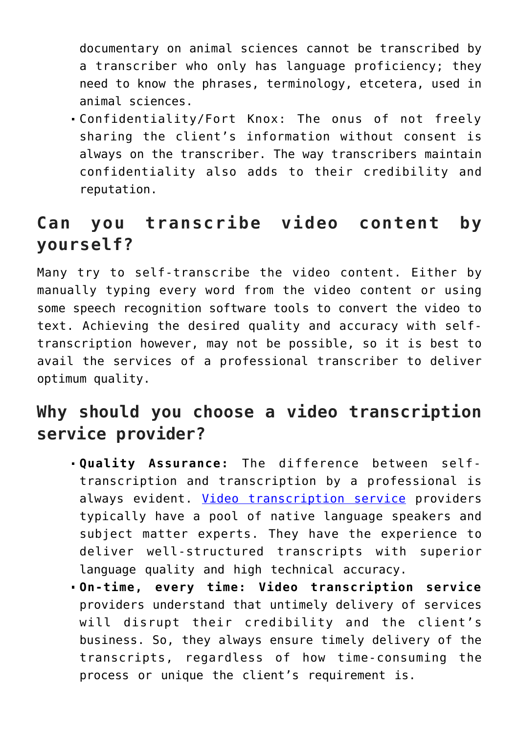documentary on animal sciences cannot be transcribed by a transcriber who only has language proficiency; they need to know the phrases, terminology, etcetera, used in animal sciences.

- Confidentiality/Fort Knox: The onus of not freely sharing the client's information without consent is always on the transcriber. The way transcribers maintain confidentiality also adds to their credibility and reputation.

## Can you transcribe video content by yourself?

Many try to self-transcribe the video content. Either by manually typing every word from the video content or using some speech recognition software tools to convert the video to text. Achieving the desired quality and accuracy with self-transcription however, may not be possible, so it is best to avail the services of a professional transcriber to deliver optimum quality.

## Why should you choose a video transcription service provider?

- **Quality Assurance:** The difference between self-transcription and transcription by a professional is always evident. [Video transcription service](#) providers typically have a pool of native language speakers and subject matter experts. They have the experience to deliver well-structured transcripts with superior language quality and high technical accuracy.
- **On-time, every time: Video transcription service** providers understand that untimely delivery of services will disrupt their credibility and the client's business. So, they always ensure timely delivery of the transcripts, regardless of how time-consuming the process or unique the client's requirement is.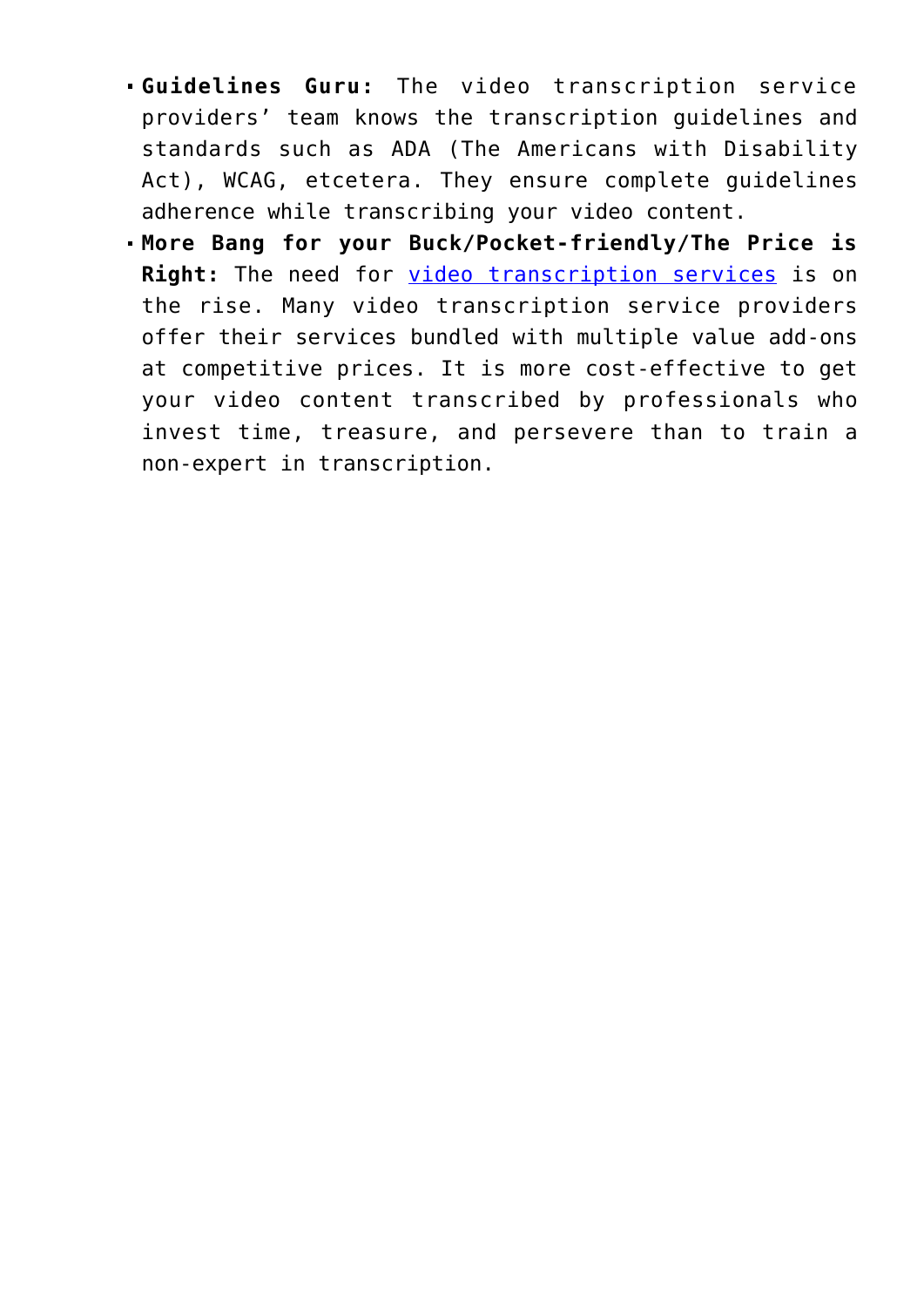- **Guidelines Guru:** The video transcription service providers' team knows the transcription guidelines and standards such as ADA (The Americans with Disability Act), WCAG, etcetera. They ensure complete guidelines adherence while transcribing your video content.
- **More Bang for your Buck/Pocket-friendly/The Price is Right:** The need for video transcription services is on the rise. Many video transcription service providers offer their services bundled with multiple value add-ons at competitive prices. It is more cost-effective to get your video content transcribed by professionals who invest time, treasure, and persevere than to train a non-expert in transcription.